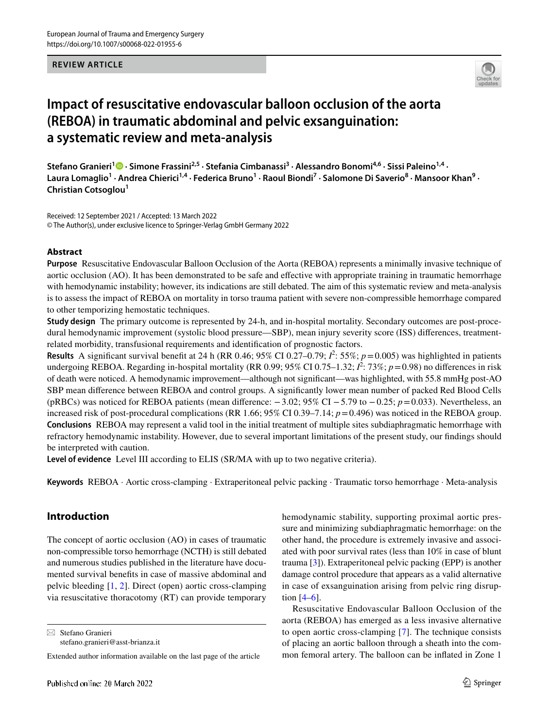REVIEW ARTICLE

# Impact of resuscitative endovascular balloon occlusion of the aorta (REBOA) in traumatic abdominal and pelvic exsanguination: a systematic review and meta-analysis

**Stefano Granieri[1] · Simone Frassini[2,5] · Stefania Cimbanassi[3] · Alessandro Bonomi[4,6] · Sissi Paleino[1,4] · Laura Lomaglio[1] · Andrea Chierici[1,4] · Federica Bruno[1] · Raoul Biondi[7] · Salomone Di Saverio[8] · Mansoor Khan[9] · Christian Cotsoglou[1]**

Received: 12 September 2021 / Accepted: 13 March 2022
© The Author(s), under exclusive licence to Springer-Verlag GmbH Germany 2022

## Abstract

**Purpose** Resuscitative Endovascular Balloon Occlusion of the Aorta (REBOA) represents a minimally invasive technique of aortic occlusion (AO). It has been demonstrated to be safe and effective with appropriate training in traumatic hemorrhage with hemodynamic instability; however, its indications are still debated. The aim of this systematic review and meta-analysis is to assess the impact of REBOA on mortality in torso trauma patient with severe non-compressible hemorrhage compared to other temporizing hemostatic techniques.

**Study design** The primary outcome is represented by 24-h, and in-hospital mortality. Secondary outcomes are post-procedural hemodynamic improvement (systolic blood pressure—SBP), mean injury severity score (ISS) differences, treatment-related morbidity, transfusional requirements and identification of prognostic factors.

**Results** A significant survival benefit at 24 h (RR 0.46; 95% CI 0.27–0.79; $I^2$: 55%; $p = 0.005$) was highlighted in patients undergoing REBOA. Regarding in-hospital mortality (RR 0.99; 95% CI 0.75–1.32; $I^2$: 73%; $p = 0.98$) no differences in risk of death were noticed. A hemodynamic improvement—although not significant—was highlighted, with 55.8 mmHg post-AO SBP mean difference between REBOA and control groups. A significantly lower mean number of packed Red Blood Cells (pRBCs) was noticed for REBOA patients (mean difference: −3.02; 95% CI −5.79 to −0.25; $p = 0.033$). Nevertheless, an increased risk of post-procedural complications (RR 1.66; 95% CI 0.39–7.14; $p = 0.496$) was noticed in the REBOA group.

**Conclusions** REBOA may represent a valid tool in the initial treatment of multiple sites subdiaphragmatic hemorrhage with refractory hemodynamic instability. However, due to several important limitations of the present study, our findings should be interpreted with caution.

**Level of evidence** Level III according to ELIS (SR/MA with up to two negative criteria).

**Keywords** REBOA · Aortic cross-clamping · Extraperitoneal pelvic packing · Traumatic torso hemorrhage · Meta-analysis

## Introduction

The concept of aortic occlusion (AO) in cases of traumatic non-compressible torso hemorrhage (NCTH) is still debated and numerous studies published in the literature have documented survival benefits in case of massive abdominal and pelvic bleeding [1, 2]. Direct (open) aortic cross-clamping via resuscitative thoracotomy (RT) can provide temporary hemodynamic stability, supporting proximal aortic pressure and minimizing subdiaphragmatic hemorrhage: on the other hand, the procedure is extremely invasive and associated with poor survival rates (less than 10% in case of blunt trauma [3]). Extraperitoneal pelvic packing (EPP) is another damage control procedure that appears as a valid alternative in case of exsanguination arising from pelvic ring disruption [4–6].

Resuscitative Endovascular Balloon Occlusion of the aorta (REBOA) has emerged as a less invasive alternative to open aortic cross-clamping [7]. The technique consists of placing an aortic balloon through a sheath into the common femoral artery. The balloon can be inflated in Zone 1

✉ Stefano Granieri
stefano.granieri@asst-brianza.it

Extended author information available on the last page of the article

Published online: 20 March 2022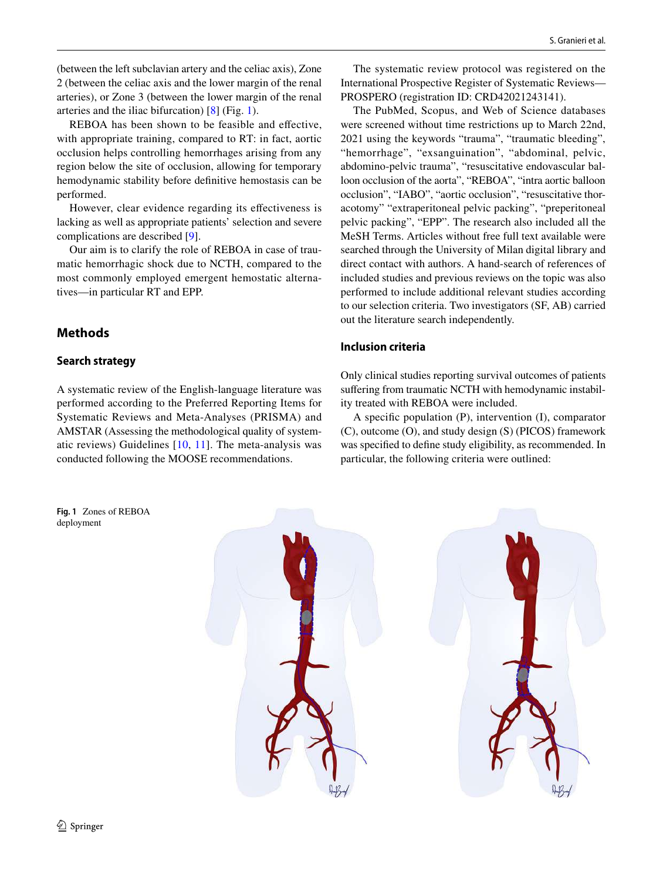(between the left subclavian artery and the celiac axis), Zone 2 (between the celiac axis and the lower margin of the renal arteries), or Zone 3 (between the lower margin of the renal arteries and the iliac bifurcation) [8] (Fig. 1).

REBOA has been shown to be feasible and effective, with appropriate training, compared to RT: in fact, aortic occlusion helps controlling hemorrhages arising from any region below the site of occlusion, allowing for temporary hemodynamic stability before definitive hemostasis can be performed.

However, clear evidence regarding its effectiveness is lacking as well as appropriate patients' selection and severe complications are described [9].

Our aim is to clarify the role of REBOA in case of traumatic hemorrhagic shock due to NCTH, compared to the most commonly employed emergent hemostatic alternatives—in particular RT and EPP.

## Methods

### Search strategy

A systematic review of the English-language literature was performed according to the Preferred Reporting Items for Systematic Reviews and Meta-Analyses (PRISMA) and AMSTAR (Assessing the methodological quality of systematic reviews) Guidelines [10, 11]. The meta-analysis was conducted following the MOOSE recommendations.

The systematic review protocol was registered on the International Prospective Register of Systematic Reviews—PROSPERO (registration ID: CRD42021243141).

The PubMed, Scopus, and Web of Science databases were screened without time restrictions up to March 22nd, 2021 using the keywords "trauma", "traumatic bleeding", "hemorrhage", "exsanguination", "abdominal, pelvic, abdomino-pelvic trauma", "resuscitative endovascular balloon occlusion of the aorta", "REBOA", "intra aortic balloon occlusion", "IABO", "aortic occlusion", "resuscitative thoracotomy" "extraperitoneal pelvic packing", "preperitoneal pelvic packing", "EPP". The research also included all the MeSH Terms. Articles without free full text available were searched through the University of Milan digital library and direct contact with authors. A hand-search of references of included studies and previous reviews on the topic was also performed to include additional relevant studies according to our selection criteria. Two investigators (SF, AB) carried out the literature search independently.

### Inclusion criteria

Only clinical studies reporting survival outcomes of patients suffering from traumatic NCTH with hemodynamic instability treated with REBOA were included.

A specific population (P), intervention (I), comparator (C), outcome (O), and study design (S) (PICOS) framework was specified to define study eligibility, as recommended. In particular, the following criteria were outlined:

**Fig. 1** Zones of REBOA deployment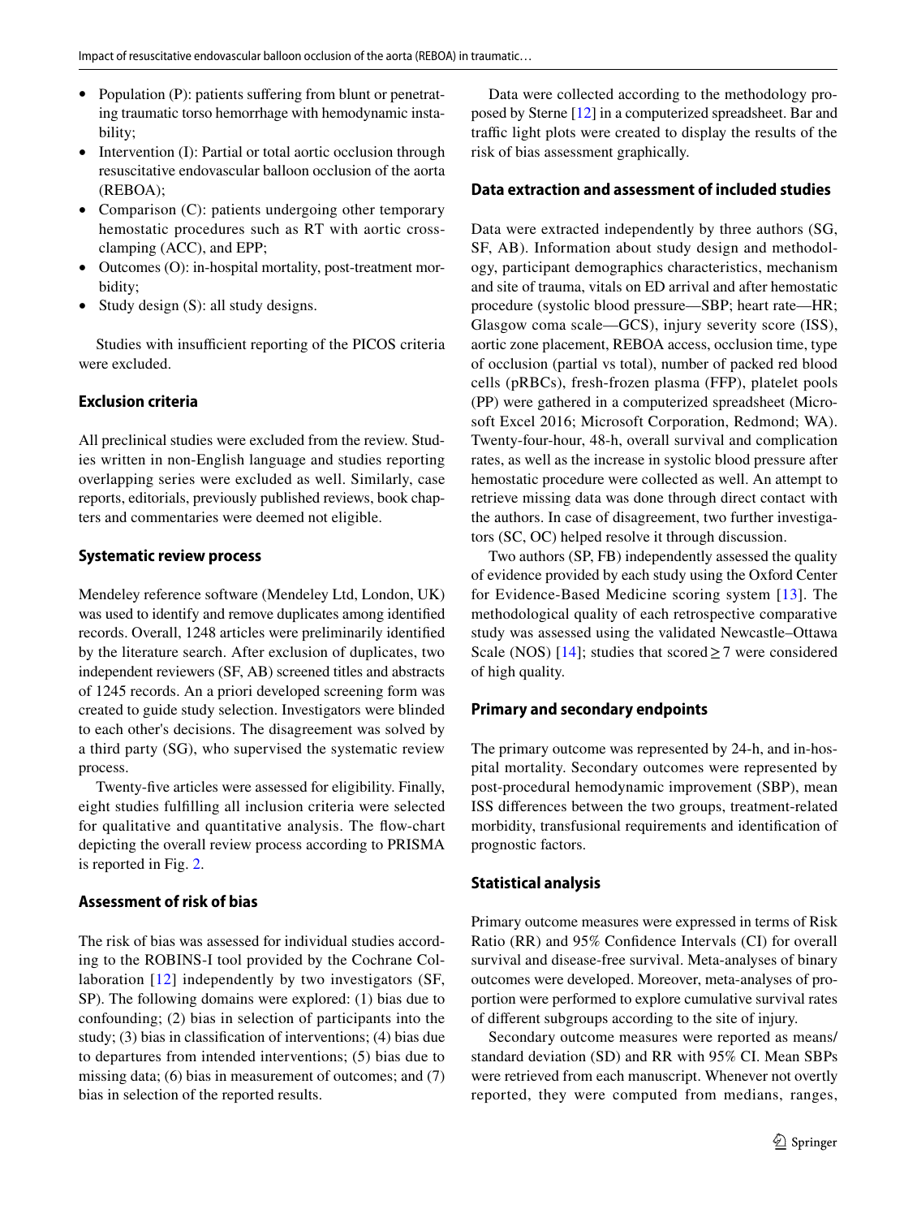- Population (P): patients suffering from blunt or penetrating traumatic torso hemorrhage with hemodynamic instability;
- Intervention (I): Partial or total aortic occlusion through resuscitative endovascular balloon occlusion of the aorta (REBOA);
- Comparison (C): patients undergoing other temporary hemostatic procedures such as RT with aortic cross-clamping (ACC), and EPP;
- Outcomes (O): in-hospital mortality, post-treatment morbidity;
- Study design (S): all study designs.

Studies with insufficient reporting of the PICOS criteria were excluded.

### Exclusion criteria

All preclinical studies were excluded from the review. Studies written in non-English language and studies reporting overlapping series were excluded as well. Similarly, case reports, editorials, previously published reviews, book chapters and commentaries were deemed not eligible.

### Systematic review process

Mendeley reference software (Mendeley Ltd, London, UK) was used to identify and remove duplicates among identified records. Overall, 1248 articles were preliminarily identified by the literature search. After exclusion of duplicates, two independent reviewers (SF, AB) screened titles and abstracts of 1245 records. An a priori developed screening form was created to guide study selection. Investigators were blinded to each other's decisions. The disagreement was solved by a third party (SG), who supervised the systematic review process.

Twenty-five articles were assessed for eligibility. Finally, eight studies fulfilling all inclusion criteria were selected for qualitative and quantitative analysis. The flow-chart depicting the overall review process according to PRISMA is reported in Fig. 2.

### Assessment of risk of bias

The risk of bias was assessed for individual studies according to the ROBINS-I tool provided by the Cochrane Collaboration [12] independently by two investigators (SF, SP). The following domains were explored: (1) bias due to confounding; (2) bias in selection of participants into the study; (3) bias in classification of interventions; (4) bias due to departures from intended interventions; (5) bias due to missing data; (6) bias in measurement of outcomes; and (7) bias in selection of the reported results.

Data were collected according to the methodology proposed by Sterne [12] in a computerized spreadsheet. Bar and traffic light plots were created to display the results of the risk of bias assessment graphically.

### Data extraction and assessment of included studies

Data were extracted independently by three authors (SG, SF, AB). Information about study design and methodology, participant demographics characteristics, mechanism and site of trauma, vitals on ED arrival and after hemostatic procedure (systolic blood pressure—SBP; heart rate—HR; Glasgow coma scale—GCS), injury severity score (ISS), aortic zone placement, REBOA access, occlusion time, type of occlusion (partial vs total), number of packed red blood cells (pRBCs), fresh-frozen plasma (FFP), platelet pools (PP) were gathered in a computerized spreadsheet (Microsoft Excel 2016; Microsoft Corporation, Redmond; WA). Twenty-four-hour, 48-h, overall survival and complication rates, as well as the increase in systolic blood pressure after hemostatic procedure were collected as well. An attempt to retrieve missing data was done through direct contact with the authors. In case of disagreement, two further investigators (SC, OC) helped resolve it through discussion.

Two authors (SP, FB) independently assessed the quality of evidence provided by each study using the Oxford Center for Evidence-Based Medicine scoring system [13]. The methodological quality of each retrospective comparative study was assessed using the validated Newcastle–Ottawa Scale (NOS) [14]; studies that scored $\geq 7$ were considered of high quality.

### Primary and secondary endpoints

The primary outcome was represented by 24-h, and in-hospital mortality. Secondary outcomes were represented by post-procedural hemodynamic improvement (SBP), mean ISS differences between the two groups, treatment-related morbidity, transfusional requirements and identification of prognostic factors.

### Statistical analysis

Primary outcome measures were expressed in terms of Risk Ratio (RR) and 95% Confidence Intervals (CI) for overall survival and disease-free survival. Meta-analyses of binary outcomes were developed. Moreover, meta-analyses of proportion were performed to explore cumulative survival rates of different subgroups according to the site of injury.

Secondary outcome measures were reported as means/standard deviation (SD) and RR with 95% CI. Mean SBPs were retrieved from each manuscript. Whenever not overtly reported, they were computed from medians, ranges,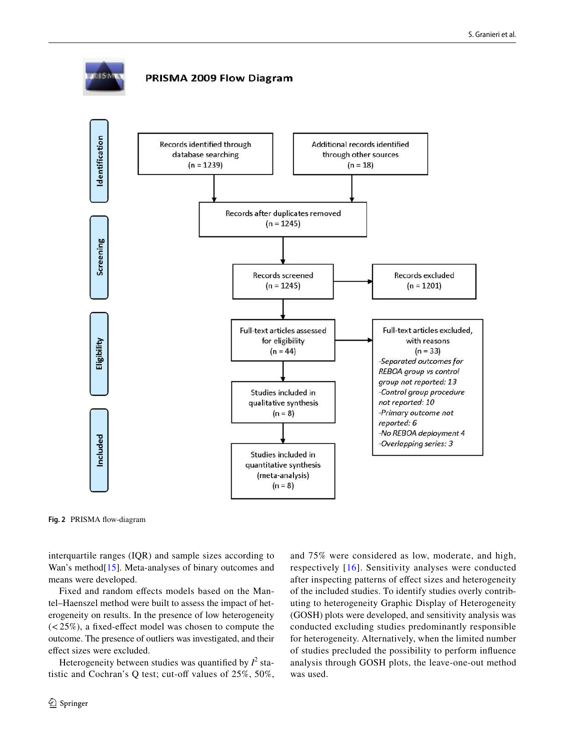PRISMA 2009 Flow Diagram

**Identification**

- Records identified through database searching (n = 1239)
- Additional records identified through other sources (n = 18)

Records after duplicates removed (n = 1245)

**Screening**

- Records screened (n = 1245)
- Records excluded (n = 1201)

**Eligibility**

- Full-text articles assessed for eligibility (n = 44)
- Full-text articles excluded, with reasons (n = 33)
  - *-Separated outcomes for REBOA group vs control group not reported: 13*
  - *-Control group procedure not reported: 10*
  - *-Primary outcome not reported: 6*
  - *-No REBOA deployment 4*
  - *-Overlapping series: 3*

**Included**

- Studies included in qualitative synthesis (n = 8)
- Studies included in quantitative synthesis (meta-analysis) (n = 8)

**Fig. 2** PRISMA flow-diagram

interquartile ranges (IQR) and sample sizes according to Wan's method[15]. Meta-analyses of binary outcomes and means were developed.

Fixed and random effects models based on the Mantel–Haenszel method were built to assess the impact of heterogeneity on results. In the presence of low heterogeneity (< 25%), a fixed-effect model was chosen to compute the outcome. The presence of outliers was investigated, and their effect sizes were excluded.

Heterogeneity between studies was quantified by $I^2$ statistic and Cochran's Q test; cut-off values of 25%, 50%, and 75% were considered as low, moderate, and high, respectively [16]. Sensitivity analyses were conducted after inspecting patterns of effect sizes and heterogeneity of the included studies. To identify studies overly contributing to heterogeneity Graphic Display of Heterogeneity (GOSH) plots were developed, and sensitivity analysis was conducted excluding studies predominantly responsible for heterogeneity. Alternatively, when the limited number of studies precluded the possibility to perform influence analysis through GOSH plots, the leave-one-out method was used.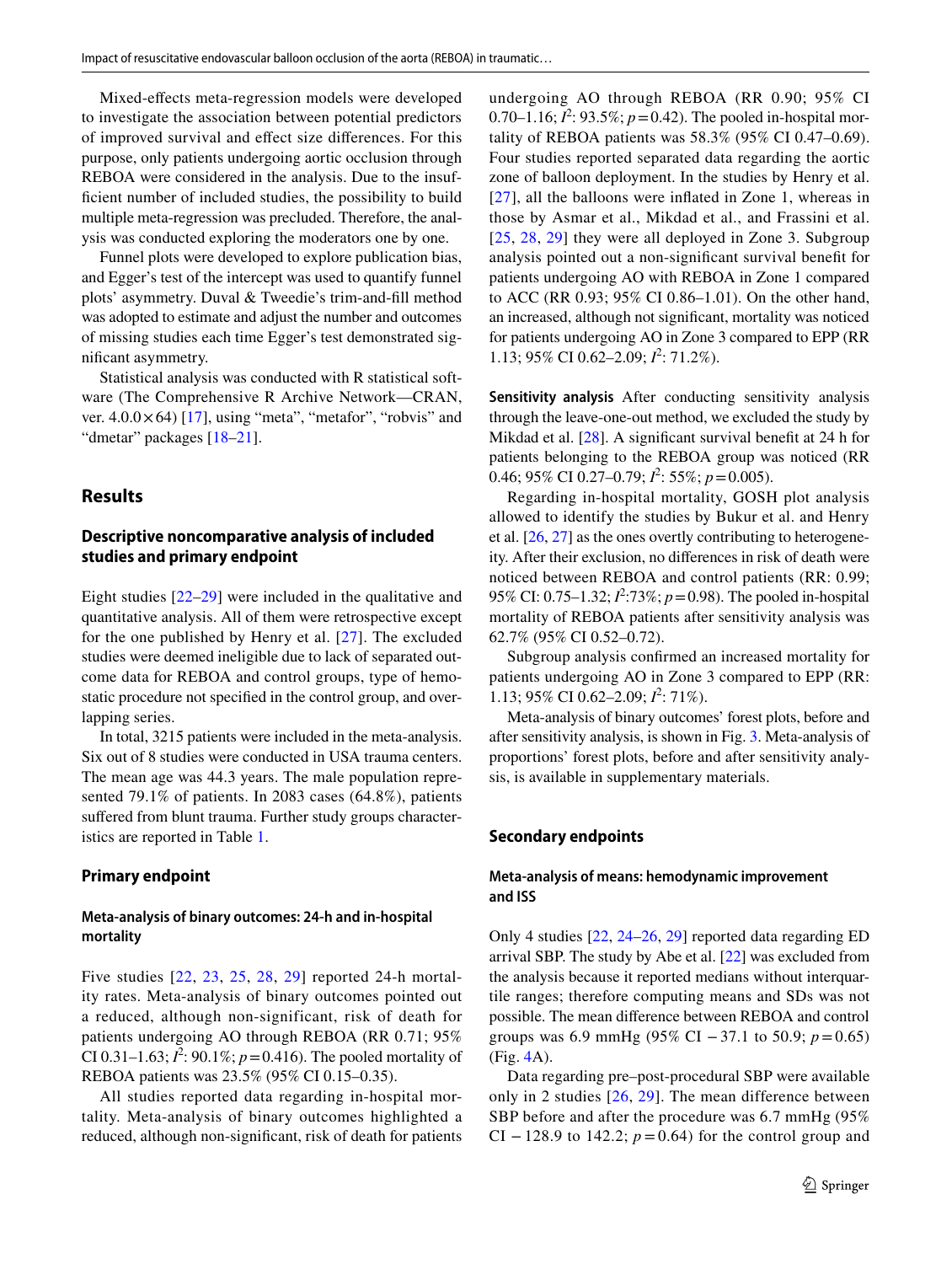Mixed-effects meta-regression models were developed to investigate the association between potential predictors of improved survival and effect size differences. For this purpose, only patients undergoing aortic occlusion through REBOA were considered in the analysis. Due to the insufficient number of included studies, the possibility to build multiple meta-regression was precluded. Therefore, the analysis was conducted exploring the moderators one by one.

Funnel plots were developed to explore publication bias, and Egger's test of the intercept was used to quantify funnel plots' asymmetry. Duval & Tweedie's trim-and-fill method was adopted to estimate and adjust the number and outcomes of missing studies each time Egger's test demonstrated significant asymmetry.

Statistical analysis was conducted with R statistical software (The Comprehensive R Archive Network—CRAN, ver. 4.0.0×64) [17], using "meta", "metafor", "robvis" and "dmetar" packages [18–21].

## Results

### Descriptive noncomparative analysis of included studies and primary endpoint

Eight studies [22–29] were included in the qualitative and quantitative analysis. All of them were retrospective except for the one published by Henry et al. [27]. The excluded studies were deemed ineligible due to lack of separated outcome data for REBOA and control groups, type of hemostatic procedure not specified in the control group, and overlapping series.

In total, 3215 patients were included in the meta-analysis. Six out of 8 studies were conducted in USA trauma centers. The mean age was 44.3 years. The male population represented 79.1% of patients. In 2083 cases (64.8%), patients suffered from blunt trauma. Further study groups characteristics are reported in Table 1.

### Primary endpoint

#### Meta-analysis of binary outcomes: 24-h and in-hospital mortality

Five studies [22, 23, 25, 28, 29] reported 24-h mortality rates. Meta-analysis of binary outcomes pointed out a reduced, although non-significant, risk of death for patients undergoing AO through REBOA (RR 0.71; 95% CI 0.31–1.63; $I^2$: 90.1%; $p=0.416$). The pooled mortality of REBOA patients was 23.5% (95% CI 0.15–0.35).

All studies reported data regarding in-hospital mortality. Meta-analysis of binary outcomes highlighted a reduced, although non-significant, risk of death for patients undergoing AO through REBOA (RR 0.90; 95% CI 0.70–1.16; $I^2$: 93.5%; $p=0.42$). The pooled in-hospital mortality of REBOA patients was 58.3% (95% CI 0.47–0.69). Four studies reported separated data regarding the aortic zone of balloon deployment. In the studies by Henry et al. [27], all the balloons were inflated in Zone 1, whereas in those by Asmar et al., Mikdad et al., and Frassini et al. [25, 28, 29] they were all deployed in Zone 3. Subgroup analysis pointed out a non-significant survival benefit for patients undergoing AO with REBOA in Zone 1 compared to ACC (RR 0.93; 95% CI 0.86–1.01). On the other hand, an increased, although not significant, mortality was noticed for patients undergoing AO in Zone 3 compared to EPP (RR 1.13; 95% CI 0.62–2.09; $I^2$: 71.2%).

**Sensitivity analysis** After conducting sensitivity analysis through the leave-one-out method, we excluded the study by Mikdad et al. [28]. A significant survival benefit at 24 h for patients belonging to the REBOA group was noticed (RR 0.46; 95% CI 0.27–0.79; $I^2$: 55%; $p=0.005$).

Regarding in-hospital mortality, GOSH plot analysis allowed to identify the studies by Bukur et al. and Henry et al. [26, 27] as the ones overtly contributing to heterogeneity. After their exclusion, no differences in risk of death were noticed between REBOA and control patients (RR: 0.99; 95% CI: 0.75–1.32; $I^2$:73%; $p=0.98$). The pooled in-hospital mortality of REBOA patients after sensitivity analysis was 62.7% (95% CI 0.52–0.72).

Subgroup analysis confirmed an increased mortality for patients undergoing AO in Zone 3 compared to EPP (RR: 1.13; 95% CI 0.62–2.09; $I^2$: 71%).

Meta-analysis of binary outcomes' forest plots, before and after sensitivity analysis, is shown in Fig. 3. Meta-analysis of proportions' forest plots, before and after sensitivity analysis, is available in supplementary materials.

### Secondary endpoints

#### Meta-analysis of means: hemodynamic improvement and ISS

Only 4 studies [22, 24–26, 29] reported data regarding ED arrival SBP. The study by Abe et al. [22] was excluded from the analysis because it reported medians without interquartile ranges; therefore computing means and SDs was not possible. The mean difference between REBOA and control groups was 6.9 mmHg (95% CI −37.1 to 50.9; $p=0.65$) (Fig. 4A).

Data regarding pre–post-procedural SBP were available only in 2 studies [26, 29]. The mean difference between SBP before and after the procedure was 6.7 mmHg (95% CI −128.9 to 142.2; $p=0.64$) for the control group and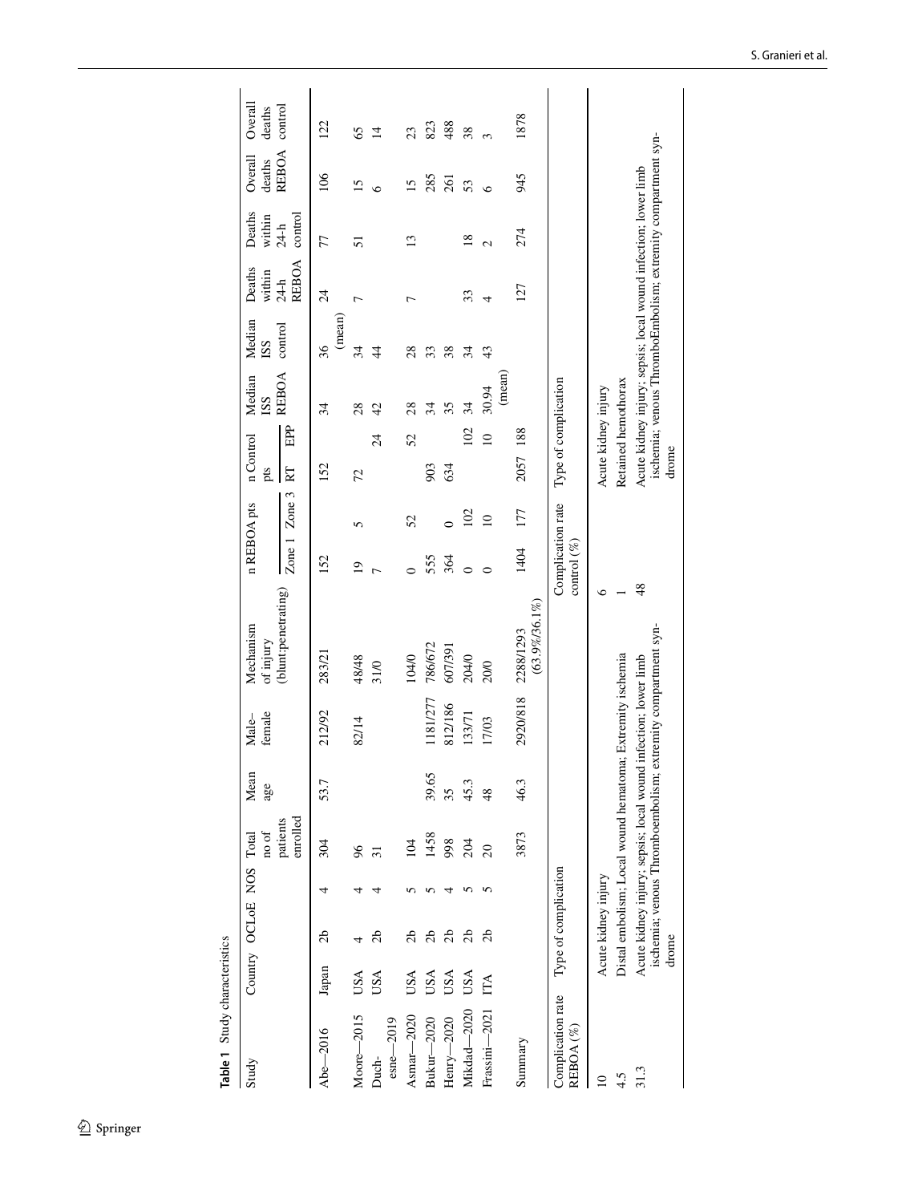**Table 1** Study characteristics

| Study | Country | OCLoE | NOS | Total no of patients enrolled | Mean age | Male–female | Mechanism of injury (blunt:penetrating) | n REBOA pts | | n Control pts | | Median ISS REBOA | Median ISS control | Deaths within 24-h REBOA | Deaths within 24-h control | Overall deaths REBOA | Overall deaths control |
|---|---|---|---|---|---|---|---|---|---|---|---|---|---|---|---|---|---|
| | | | | | | | | Zone 1 | Zone 3 | RT | EPP | | | | | | |
| Abe—2016 | Japan | 2b | 4 | 304 | 53.7 | 212/92 | 283/21 | 152 | | 152 | | 34 | 36 (mean) | 24 | 77 | 106 | 122 |
| Moore—2015 | USA | 4 | 4 | 96 | | 82/14 | 48/48 | 19 | 5 | 72 | | 28 | 34 | 7 | 51 | 15 | 65 |
| Duchesne—2019 | USA | 2b | 4 | 31 | | | 31/0 | 7 | | | 24 | 42 | 44 | | | 6 | 14 |
| Asmar—2020 | USA | 2b | 5 | 104 | | | 104/0 | 0 | 52 | | 52 | 28 | 28 | 7 | 13 | 15 | 23 |
| Bukur—2020 | USA | 2b | 5 | 1458 | 39.65 | 1181/277 | 786/672 | 555 | | 903 | | 34 | 33 | | | 285 | 823 |
| Henry—2020 | USA | 2b | 4 | 998 | 35 | 812/186 | 607/391 | 364 | 0 | 634 | | 35 | 38 | | | 261 | 488 |
| Mikdad—2020 | USA | 2b | 5 | 204 | 45.3 | 133/71 | 204/0 | 0 | 102 | | 102 | 34 | 34 | 33 | 18 | 53 | 38 |
| Frassini—2021 | ITA | 2b | 5 | 20 | 48 | 17/03 | 20/0 | 0 | 10 | | 10 | 30.94 (mean) | 43 | 4 | 2 | 6 | 3 |
| Summary | | | | 3873 | 46.3 | 2920/818 | 2288/1293 (63.9%/36.1%) | 1404 | 177 | 2057 | 188 | | | 127 | 274 | 945 | 1878 |

| Complication rate REBOA (%) | Type of complication | Complication rate control (%) | Type of complication |
|---|---|---|---|
| 10 | Acute kidney injury | 6 | Acute kidney injury |
| 4.5 | Distal embolism; Local wound hematoma; Extremity ischemia | 1 | Retained hemothorax |
| 31.3 | Acute kidney injury; sepsis; local wound infection; lower limb ischemia; venous Thromboembolism; extremity compartment syndrome | 48 | Acute kidney injury; sepsis; local wound infection; lower limb ischemia; venous ThromboEmbolism; extremity compartment syndrome |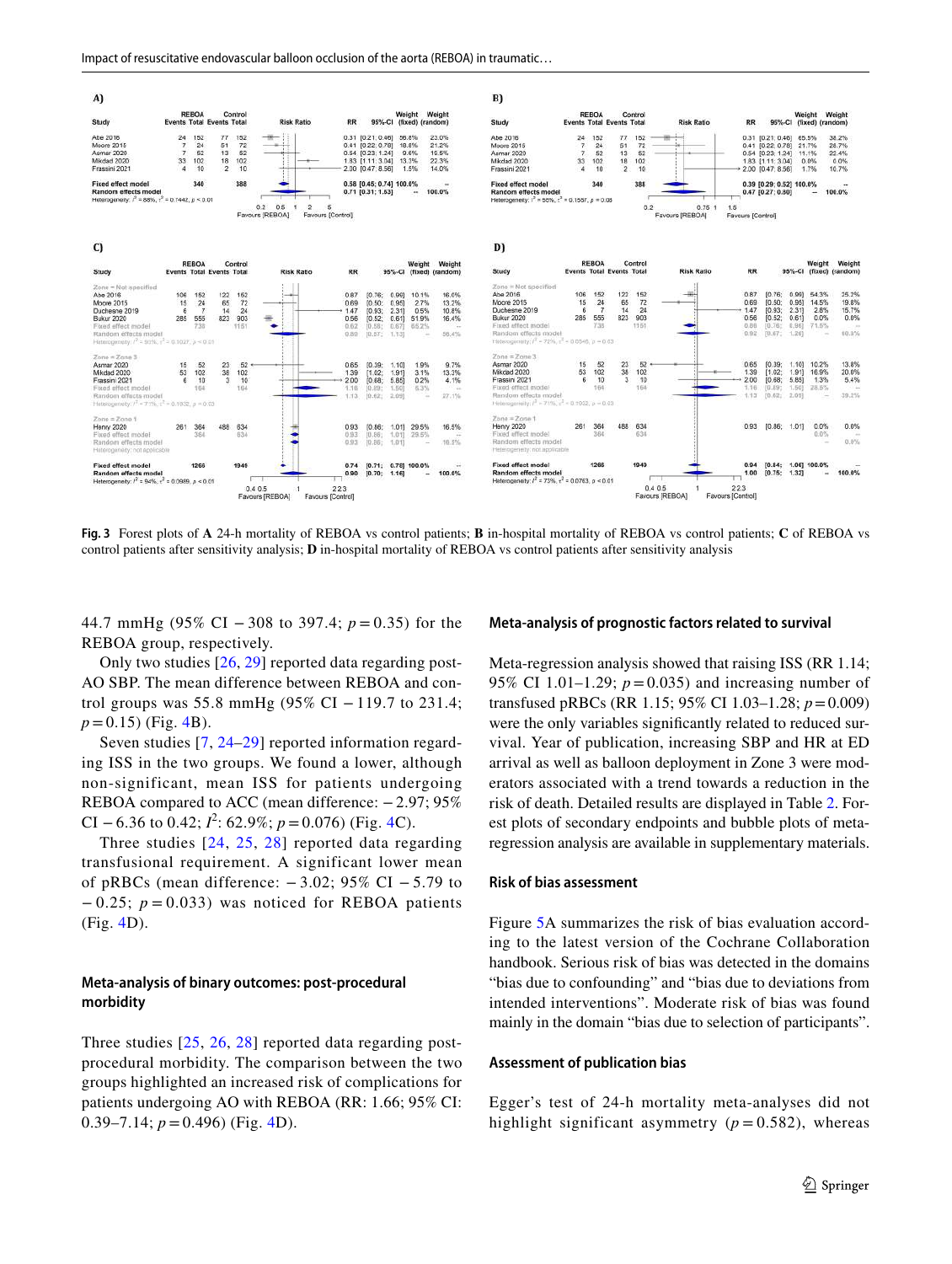**Fig. 3** Forest plots of **A** 24-h mortality of REBOA vs control patients; **B** in-hospital mortality of REBOA vs control patients; **C** of REBOA vs control patients after sensitivity analysis; **D** in-hospital mortality of REBOA vs control patients after sensitivity analysis

44.7 mmHg (95% CI − 308 to 397.4; $p = 0.35$) for the REBOA group, respectively.

Only two studies [26, 29] reported data regarding post-AO SBP. The mean difference between REBOA and control groups was 55.8 mmHg (95% CI − 119.7 to 231.4; $p = 0.15$) (Fig. 4B).

Seven studies [7, 24–29] reported information regarding ISS in the two groups. We found a lower, although non-significant, mean ISS for patients undergoing REBOA compared to ACC (mean difference: − 2.97; 95% CI − 6.36 to 0.42; $I^2$: 62.9%; $p = 0.076$) (Fig. 4C).

Three studies [24, 25, 28] reported data regarding transfusional requirement. A significant lower mean of pRBCs (mean difference: − 3.02; 95% CI − 5.79 to − 0.25; $p = 0.033$) was noticed for REBOA patients (Fig. 4D).

### Meta-analysis of binary outcomes: post-procedural morbidity

Three studies [25, 26, 28] reported data regarding post-procedural morbidity. The comparison between the two groups highlighted an increased risk of complications for patients undergoing AO with REBOA (RR: 1.66; 95% CI: 0.39–7.14; $p = 0.496$) (Fig. 4D).

### Meta-analysis of prognostic factors related to survival

Meta-regression analysis showed that raising ISS (RR 1.14; 95% CI 1.01–1.29; $p = 0.035$) and increasing number of transfused pRBCs (RR 1.15; 95% CI 1.03–1.28; $p = 0.009$) were the only variables significantly related to reduced survival. Year of publication, increasing SBP and HR at ED arrival as well as balloon deployment in Zone 3 were moderators associated with a trend towards a reduction in the risk of death. Detailed results are displayed in Table 2. Forest plots of secondary endpoints and bubble plots of meta-regression analysis are available in supplementary materials.

### Risk of bias assessment

Figure 5A summarizes the risk of bias evaluation according to the latest version of the Cochrane Collaboration handbook. Serious risk of bias was detected in the domains "bias due to confounding" and "bias due to deviations from intended interventions". Moderate risk of bias was found mainly in the domain "bias due to selection of participants".

### Assessment of publication bias

Egger's test of 24-h mortality meta-analyses did not highlight significant asymmetry ($p = 0.582$), whereas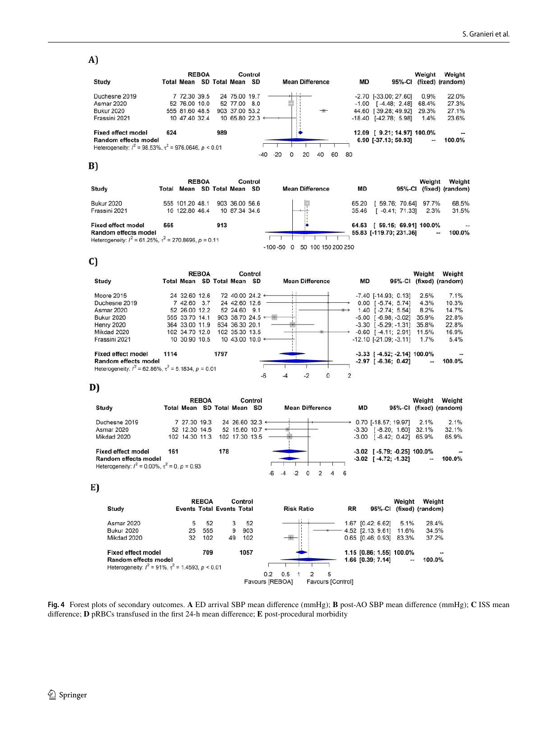**A)**

| Study | REBOA Total | REBOA Mean | REBOA SD | Control Total | Control Mean | Control SD | MD | 95%-CI | Weight (fixed) | Weight (random) |
|---|---|---|---|---|---|---|---|---|---|---|
| Duchesne 2019 | 7 | 72.30 | 39.5 | 24 | 75.00 | 19.7 | -2.70 | [-33.00; 27.60] | 0.9% | 22.0% |
| Asmar 2020 | 52 | 76.00 | 10.0 | 52 | 77.00 | 8.0 | -1.00 | [-4.48; 2.48] | 68.4% | 27.3% |
| Bukur 2020 | 555 | 81.60 | 48.5 | 903 | 37.00 | 53.2 | 44.60 | [39.28; 49.92] | 29.3% | 27.1% |
| Frassini 2021 | 10 | 47.40 | 32.4 | 10 | 65.80 | 22.3 | -18.40 | [-42.78; 5.98] | 1.4% | 23.6% |
| Fixed effect model | 624 | | | 989 | | | 12.09 | [9.21; 14.97] | 100.0% | -- |
| Random effects model | | | | | | | 6.90 | [-37.13; 50.93] | -- | 100.0% |

Heterogeneity: $I^2 = 98.53\%$, $\tau^2 = 976.0646$, $p < 0.01$

**B)**

| Study | REBOA Total | REBOA Mean | REBOA SD | Control Total | Control Mean | Control SD | MD | 95%-CI | Weight (fixed) | Weight (random) |
|---|---|---|---|---|---|---|---|---|---|---|
| Bukur 2020 | 555 | 101.20 | 48.1 | 903 | 36.00 | 56.6 | 65.20 | [59.76; 70.64] | 97.7% | 68.5% |
| Frassini 2021 | 10 | 122.80 | 46.4 | 10 | 87.34 | 34.6 | 35.46 | [-0.41; 71.33] | 2.3% | 31.5% |
| Fixed effect model | 565 | | | 913 | | | 64.53 | [59.15; 69.91] | 100.0% | -- |
| Random effects model | | | | | | | 55.83 | [-119.70; 231.36] | -- | 100.0% |

Heterogeneity: $I^2 = 61.25\%$, $\tau^2 = 270.8696$, $p = 0.11$

**C)**

| Study | REBOA Total | REBOA Mean | REBOA SD | Control Total | Control Mean | Control SD | MD | 95%-CI | Weight (fixed) | Weight (random) |
|---|---|---|---|---|---|---|---|---|---|---|
| Moore 2015 | 24 | 32.60 | 12.6 | 72 | 40.00 | 24.2 | -7.40 | [-14.93; 0.13] | 2.5% | 7.1% |
| Duchesne 2019 | 7 | 42.60 | 3.7 | 24 | 42.60 | 12.6 | 0.00 | [-5.74; 5.74] | 4.3% | 10.3% |
| Asmar 2020 | 52 | 26.00 | 12.2 | 52 | 24.60 | 9.1 | 1.40 | [-2.74; 5.54] | 8.2% | 14.7% |
| Bukur 2020 | 555 | 33.70 | 14.1 | 903 | 38.70 | 24.5 | -5.00 | [-6.98; -3.02] | 35.9% | 22.8% |
| Henry 2020 | 364 | 33.00 | 11.9 | 634 | 36.30 | 20.1 | -3.30 | [-5.29; -1.31] | 35.8% | 22.8% |
| Mikdad 2020 | 102 | 34.70 | 12.0 | 102 | 35.30 | 13.5 | -0.60 | [-4.11; 2.91] | 11.5% | 16.9% |
| Frassini 2021 | 10 | 30.90 | 10.5 | 10 | 43.00 | 10.0 | -12.10 | [-21.09; -3.11] | 1.7% | 5.4% |
| Fixed effect model | 1114 | | | 1797 | | | -3.33 | [-4.52; -2.14] | 100.0% | -- |
| Random effects model | | | | | | | -2.97 | [-6.36; 0.42] | -- | 100.0% |

Heterogeneity: $I^2 = 62.86\%$, $\tau^2 = 5.1834$, $p = 0.01$

**D)**

| Study | REBOA Total | REBOA Mean | REBOA SD | Control Total | Control Mean | Control SD | MD | 95%-CI | Weight (fixed) | Weight (random) |
|---|---|---|---|---|---|---|---|---|---|---|
| Duchesne 2019 | 7 | 27.30 | 19.3 | 24 | 26.60 | 32.3 | 0.70 | [-18.57; 19.97] | 2.1% | 2.1% |
| Asmar 2020 | 52 | 12.30 | 14.5 | 52 | 15.60 | 10.7 | -3.30 | [-8.20; 1.60] | 32.1% | 32.1% |
| Mikdad 2020 | 102 | 14.30 | 11.3 | 102 | 17.30 | 13.5 | -3.00 | [-6.42; 0.42] | 65.9% | 65.9% |
| Fixed effect model | 161 | | | 178 | | | -3.02 | [-5.79; -0.25] | 100.0% | -- |
| Random effects model | | | | | | | -3.02 | [-4.72; -1.32] | -- | 100.0% |

Heterogeneity: $I^2 = 0.00\%$, $\tau^2 = 0$, $p = 0.93$

**E)**

| Study | REBOA Events | REBOA Total | Control Events | Control Total | RR | 95%-CI | Weight (fixed) | Weight (random) |
|---|---|---|---|---|---|---|---|---|
| Asmar 2020 | 5 | 52 | 3 | 52 | 1.67 | [0.42; 6.62] | 5.1% | 28.4% |
| Bukur 2020 | 25 | 555 | 9 | 903 | 4.52 | [2.13; 9.61] | 11.6% | 34.5% |
| Mikdad 2020 | 32 | 102 | 49 | 102 | 0.65 | [0.46; 0.93] | 83.3% | 37.2% |
| Fixed effect model | | 709 | | 1057 | 1.15 | [0.86; 1.55] | 100.0% | -- |
| Random effects model | | | | | 1.66 | [0.39; 7.14] | -- | 100.0% |

Heterogeneity: $I^2 = 91\%$, $\tau^2 = 1.4593$, $p < 0.01$

Favours [REBOA] — Favours [Control]

**Fig. 4** Forest plots of secondary outcomes. **A** ED arrival SBP mean difference (mmHg); **B** post-AO SBP mean difference (mmHg); **C** ISS mean difference; **D** pRBCs transfused in the first 24-h mean difference; **E** post-procedural morbidity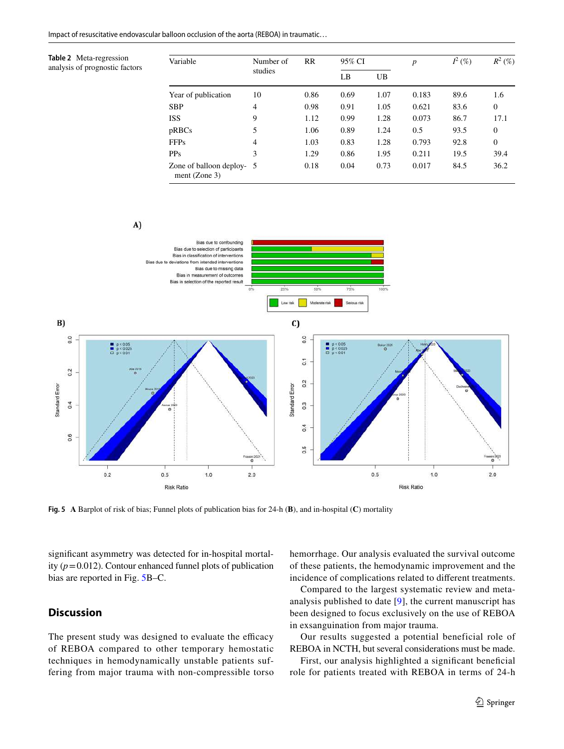**Table 2** Meta-regression analysis of prognostic factors

| Variable | Number of studies | RR | 95% CI | | $p$ | $I^2$ (%) | $R^2$ (%) |
|---|---|---|---|---|---|---|---|
| | | | LB | UB | | | |
| Year of publication | 10 | 0.86 | 0.69 | 1.07 | 0.183 | 89.6 | 1.6 |
| SBP | 4 | 0.98 | 0.91 | 1.05 | 0.621 | 83.6 | 0 |
| ISS | 9 | 1.12 | 0.99 | 1.28 | 0.073 | 86.7 | 17.1 |
| pRBCs | 5 | 1.06 | 0.89 | 1.24 | 0.5 | 93.5 | 0 |
| FFPs | 4 | 1.03 | 0.83 | 1.28 | 0.793 | 92.8 | 0 |
| PPs | 3 | 1.29 | 0.86 | 1.95 | 0.211 | 19.5 | 39.4 |
| Zone of balloon deployment (Zone 3) | 5 | 0.18 | 0.04 | 0.73 | 0.017 | 84.5 | 36.2 |

**Fig. 5** **A** Barplot of risk of bias; Funnel plots of publication bias for 24-h (**B**), and in-hospital (**C**) mortality

significant asymmetry was detected for in-hospital mortality ($p = 0.012$). Contour enhanced funnel plots of publication bias are reported in Fig. 5B–C.

## Discussion

The present study was designed to evaluate the efficacy of REBOA compared to other temporary hemostatic techniques in hemodynamically unstable patients suffering from major trauma with non-compressible torso hemorrhage. Our analysis evaluated the survival outcome of these patients, the hemodynamic improvement and the incidence of complications related to different treatments.

Compared to the largest systematic review and meta-analysis published to date [9], the current manuscript has been designed to focus exclusively on the use of REBOA in exsanguination from major trauma.

Our results suggested a potential beneficial role of REBOA in NCTH, but several considerations must be made.

First, our analysis highlighted a significant beneficial role for patients treated with REBOA in terms of 24-h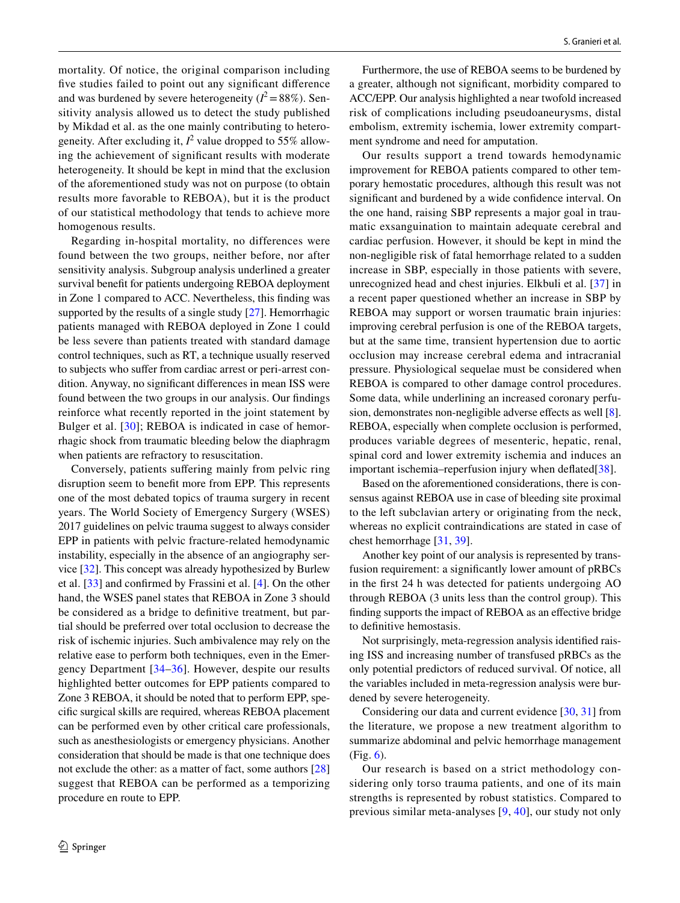mortality. Of notice, the original comparison including five studies failed to point out any significant difference and was burdened by severe heterogeneity ($I^2 = 88\%$). Sensitivity analysis allowed us to detect the study published by Mikdad et al. as the one mainly contributing to heterogeneity. After excluding it, $I^2$ value dropped to 55% allowing the achievement of significant results with moderate heterogeneity. It should be kept in mind that the exclusion of the aforementioned study was not on purpose (to obtain results more favorable to REBOA), but it is the product of our statistical methodology that tends to achieve more homogenous results.

Regarding in-hospital mortality, no differences were found between the two groups, neither before, nor after sensitivity analysis. Subgroup analysis underlined a greater survival benefit for patients undergoing REBOA deployment in Zone 1 compared to ACC. Nevertheless, this finding was supported by the results of a single study [27]. Hemorrhagic patients managed with REBOA deployed in Zone 1 could be less severe than patients treated with standard damage control techniques, such as RT, a technique usually reserved to subjects who suffer from cardiac arrest or peri-arrest condition. Anyway, no significant differences in mean ISS were found between the two groups in our analysis. Our findings reinforce what recently reported in the joint statement by Bulger et al. [30]; REBOA is indicated in case of hemorrhagic shock from traumatic bleeding below the diaphragm when patients are refractory to resuscitation.

Conversely, patients suffering mainly from pelvic ring disruption seem to benefit more from EPP. This represents one of the most debated topics of trauma surgery in recent years. The World Society of Emergency Surgery (WSES) 2017 guidelines on pelvic trauma suggest to always consider EPP in patients with pelvic fracture-related hemodynamic instability, especially in the absence of an angiography service [32]. This concept was already hypothesized by Burlew et al. [33] and confirmed by Frassini et al. [4]. On the other hand, the WSES panel states that REBOA in Zone 3 should be considered as a bridge to definitive treatment, but partial should be preferred over total occlusion to decrease the risk of ischemic injuries. Such ambivalence may rely on the relative ease to perform both techniques, even in the Emergency Department [34–36]. However, despite our results highlighted better outcomes for EPP patients compared to Zone 3 REBOA, it should be noted that to perform EPP, specific surgical skills are required, whereas REBOA placement can be performed even by other critical care professionals, such as anesthesiologists or emergency physicians. Another consideration that should be made is that one technique does not exclude the other: as a matter of fact, some authors [28] suggest that REBOA can be performed as a temporizing procedure en route to EPP.

Furthermore, the use of REBOA seems to be burdened by a greater, although not significant, morbidity compared to ACC/EPP. Our analysis highlighted a near twofold increased risk of complications including pseudoaneurysms, distal embolism, extremity ischemia, lower extremity compartment syndrome and need for amputation.

Our results support a trend towards hemodynamic improvement for REBOA patients compared to other temporary hemostatic procedures, although this result was not significant and burdened by a wide confidence interval. On the one hand, raising SBP represents a major goal in traumatic exsanguination to maintain adequate cerebral and cardiac perfusion. However, it should be kept in mind the non-negligible risk of fatal hemorrhage related to a sudden increase in SBP, especially in those patients with severe, unrecognized head and chest injuries. Elkbuli et al. [37] in a recent paper questioned whether an increase in SBP by REBOA may support or worsen traumatic brain injuries: improving cerebral perfusion is one of the REBOA targets, but at the same time, transient hypertension due to aortic occlusion may increase cerebral edema and intracranial pressure. Physiological sequelae must be considered when REBOA is compared to other damage control procedures. Some data, while underlining an increased coronary perfusion, demonstrates non-negligible adverse effects as well [8]. REBOA, especially when complete occlusion is performed, produces variable degrees of mesenteric, hepatic, renal, spinal cord and lower extremity ischemia and induces an important ischemia–reperfusion injury when deflated[38].

Based on the aforementioned considerations, there is consensus against REBOA use in case of bleeding site proximal to the left subclavian artery or originating from the neck, whereas no explicit contraindications are stated in case of chest hemorrhage [31, 39].

Another key point of our analysis is represented by transfusion requirement: a significantly lower amount of pRBCs in the first 24 h was detected for patients undergoing AO through REBOA (3 units less than the control group). This finding supports the impact of REBOA as an effective bridge to definitive hemostasis.

Not surprisingly, meta-regression analysis identified raising ISS and increasing number of transfused pRBCs as the only potential predictors of reduced survival. Of notice, all the variables included in meta-regression analysis were burdened by severe heterogeneity.

Considering our data and current evidence [30, 31] from the literature, we propose a new treatment algorithm to summarize abdominal and pelvic hemorrhage management (Fig. 6).

Our research is based on a strict methodology considering only torso trauma patients, and one of its main strengths is represented by robust statistics. Compared to previous similar meta-analyses [9, 40], our study not only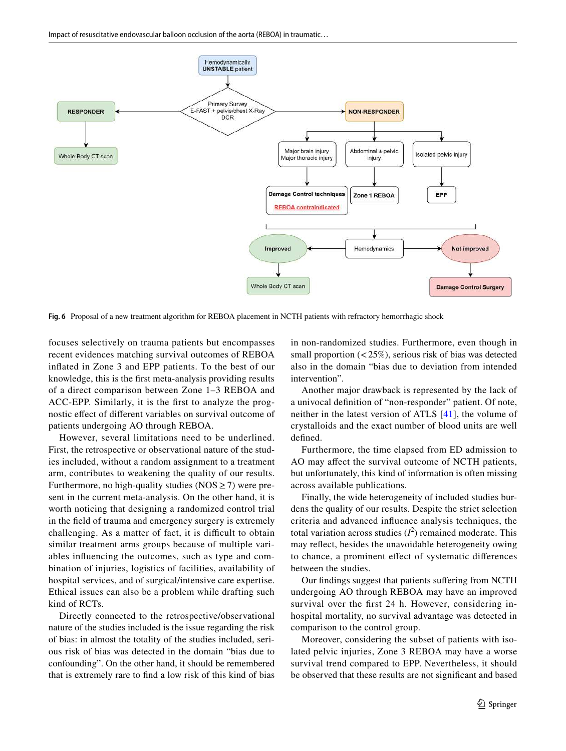**Fig. 6** Proposal of a new treatment algorithm for REBOA placement in NCTH patients with refractory hemorrhagic shock

focuses selectively on trauma patients but encompasses recent evidences matching survival outcomes of REBOA inflated in Zone 3 and EPP patients. To the best of our knowledge, this is the first meta-analysis providing results of a direct comparison between Zone 1–3 REBOA and ACC-EPP. Similarly, it is the first to analyze the prognostic effect of different variables on survival outcome of patients undergoing AO through REBOA.

However, several limitations need to be underlined. First, the retrospective or observational nature of the studies included, without a random assignment to a treatment arm, contributes to weakening the quality of our results. Furthermore, no high-quality studies (NOS $\geq 7$) were present in the current meta-analysis. On the other hand, it is worth noticing that designing a randomized control trial in the field of trauma and emergency surgery is extremely challenging. As a matter of fact, it is difficult to obtain similar treatment arms groups because of multiple variables influencing the outcomes, such as type and combination of injuries, logistics of facilities, availability of hospital services, and of surgical/intensive care expertise. Ethical issues can also be a problem while drafting such kind of RCTs.

Directly connected to the retrospective/observational nature of the studies included is the issue regarding the risk of bias: in almost the totality of the studies included, serious risk of bias was detected in the domain "bias due to confounding". On the other hand, it should be remembered that is extremely rare to find a low risk of this kind of bias in non-randomized studies. Furthermore, even though in small proportion ($< 25\%$), serious risk of bias was detected also in the domain "bias due to deviation from intended intervention".

Another major drawback is represented by the lack of a univocal definition of "non-responder" patient. Of note, neither in the latest version of ATLS [41], the volume of crystalloids and the exact number of blood units are well defined.

Furthermore, the time elapsed from ED admission to AO may affect the survival outcome of NCTH patients, but unfortunately, this kind of information is often missing across available publications.

Finally, the wide heterogeneity of included studies burdens the quality of our results. Despite the strict selection criteria and advanced influence analysis techniques, the total variation across studies ($I^2$) remained moderate. This may reflect, besides the unavoidable heterogeneity owing to chance, a prominent effect of systematic differences between the studies.

Our findings suggest that patients suffering from NCTH undergoing AO through REBOA may have an improved survival over the first 24 h. However, considering in-hospital mortality, no survival advantage was detected in comparison to the control group.

Moreover, considering the subset of patients with isolated pelvic injuries, Zone 3 REBOA may have a worse survival trend compared to EPP. Nevertheless, it should be observed that these results are not significant and based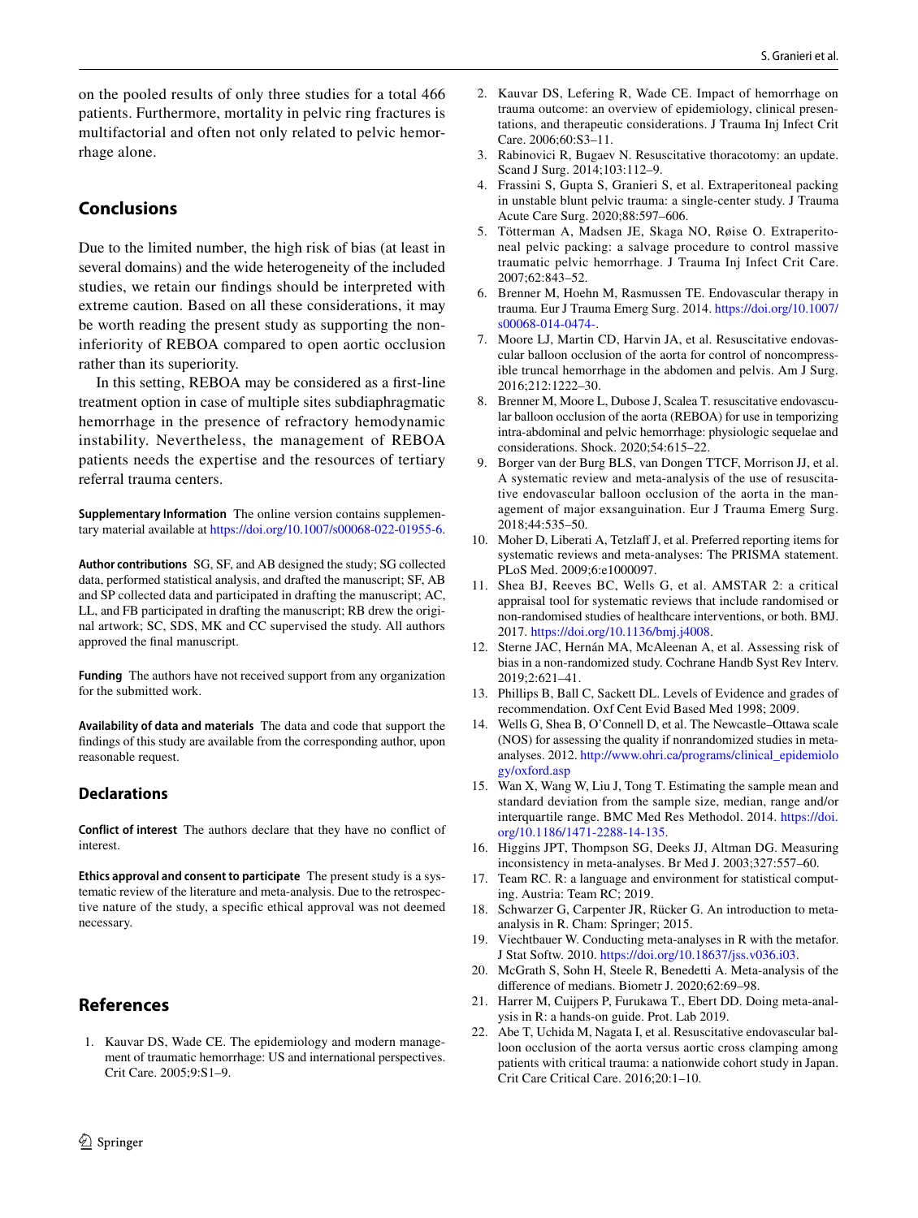on the pooled results of only three studies for a total 466 patients. Furthermore, mortality in pelvic ring fractures is multifactorial and often not only related to pelvic hemorrhage alone.

## Conclusions

Due to the limited number, the high risk of bias (at least in several domains) and the wide heterogeneity of the included studies, we retain our findings should be interpreted with extreme caution. Based on all these considerations, it may be worth reading the present study as supporting the non-inferiority of REBOA compared to open aortic occlusion rather than its superiority.

In this setting, REBOA may be considered as a first-line treatment option in case of multiple sites subdiaphragmatic hemorrhage in the presence of refractory hemodynamic instability. Nevertheless, the management of REBOA patients needs the expertise and the resources of tertiary referral trauma centers.

**Supplementary Information** The online version contains supplementary material available at https://doi.org/10.1007/s00068-022-01955-6.

**Author contributions** SG, SF, and AB designed the study; SG collected data, performed statistical analysis, and drafted the manuscript; SF, AB and SP collected data and participated in drafting the manuscript; AC, LL, and FB participated in drafting the manuscript; RB drew the original artwork; SC, SDS, MK and CC supervised the study. All authors approved the final manuscript.

**Funding** The authors have not received support from any organization for the submitted work.

**Availability of data and materials** The data and code that support the findings of this study are available from the corresponding author, upon reasonable request.

## Declarations

**Conflict of interest** The authors declare that they have no conflict of interest.

**Ethics approval and consent to participate** The present study is a systematic review of the literature and meta-analysis. Due to the retrospective nature of the study, a specific ethical approval was not deemed necessary.

## References

1. Kauvar DS, Wade CE. The epidemiology and modern management of traumatic hemorrhage: US and international perspectives. Crit Care. 2005;9:S1–9.
2. Kauvar DS, Lefering R, Wade CE. Impact of hemorrhage on trauma outcome: an overview of epidemiology, clinical presentations, and therapeutic considerations. J Trauma Inj Infect Crit Care. 2006;60:S3–11.
3. Rabinovici R, Bugaev N. Resuscitative thoracotomy: an update. Scand J Surg. 2014;103:112–9.
4. Frassini S, Gupta S, Granieri S, et al. Extraperitoneal packing in unstable blunt pelvic trauma: a single-center study. J Trauma Acute Care Surg. 2020;88:597–606.
5. Tötterman A, Madsen JE, Skaga NO, Røise O. Extraperitoneal pelvic packing: a salvage procedure to control massive traumatic pelvic hemorrhage. J Trauma Inj Infect Crit Care. 2007;62:843–52.
6. Brenner M, Hoehn M, Rasmussen TE. Endovascular therapy in trauma. Eur J Trauma Emerg Surg. 2014. https://doi.org/10.1007/s00068-014-0474-.
7. Moore LJ, Martin CD, Harvin JA, et al. Resuscitative endovascular balloon occlusion of the aorta for control of noncompressible truncal hemorrhage in the abdomen and pelvis. Am J Surg. 2016;212:1222–30.
8. Brenner M, Moore L, Dubose J, Scalea T. resuscitative endovascular balloon occlusion of the aorta (REBOA) for use in temporizing intra-abdominal and pelvic hemorrhage: physiologic sequelae and considerations. Shock. 2020;54:615–22.
9. Borger van der Burg BLS, van Dongen TTCF, Morrison JJ, et al. A systematic review and meta-analysis of the use of resuscitative endovascular balloon occlusion of the aorta in the management of major exsanguination. Eur J Trauma Emerg Surg. 2018;44:535–50.
10. Moher D, Liberati A, Tetzlaff J, et al. Preferred reporting items for systematic reviews and meta-analyses: The PRISMA statement. PLoS Med. 2009;6:e1000097.
11. Shea BJ, Reeves BC, Wells G, et al. AMSTAR 2: a critical appraisal tool for systematic reviews that include randomised or non-randomised studies of healthcare interventions, or both. BMJ. 2017. https://doi.org/10.1136/bmj.j4008.
12. Sterne JAC, Hernán MA, McAleenan A, et al. Assessing risk of bias in a non-randomized study. Cochrane Handb Syst Rev Interv. 2019;2:621–41.
13. Phillips B, Ball C, Sackett DL. Levels of Evidence and grades of recommendation. Oxf Cent Evid Based Med 1998; 2009.
14. Wells G, Shea B, O'Connell D, et al. The Newcastle–Ottawa scale (NOS) for assessing the quality if nonrandomized studies in meta-analyses. 2012. http://www.ohri.ca/programs/clinical_epidemiology/oxford.asp
15. Wan X, Wang W, Liu J, Tong T. Estimating the sample mean and standard deviation from the sample size, median, range and/or interquartile range. BMC Med Res Methodol. 2014. https://doi.org/10.1186/1471-2288-14-135.
16. Higgins JPT, Thompson SG, Deeks JJ, Altman DG. Measuring inconsistency in meta-analyses. Br Med J. 2003;327:557–60.
17. Team RC. R: a language and environment for statistical computing. Austria: Team RC; 2019.
18. Schwarzer G, Carpenter JR, Rücker G. An introduction to meta-analysis in R. Cham: Springer; 2015.
19. Viechtbauer W. Conducting meta-analyses in R with the metafor. J Stat Softw. 2010. https://doi.org/10.18637/jss.v036.i03.
20. McGrath S, Sohn H, Steele R, Benedetti A. Meta-analysis of the difference of medians. Biometr J. 2020;62:69–98.
21. Harrer M, Cuijpers P, Furukawa T., Ebert DD. Doing meta-analysis in R: a hands-on guide. Prot. Lab 2019.
22. Abe T, Uchida M, Nagata I, et al. Resuscitative endovascular balloon occlusion of the aorta versus aortic cross clamping among patients with critical trauma: a nationwide cohort study in Japan. Crit Care Critical Care. 2016;20:1–10.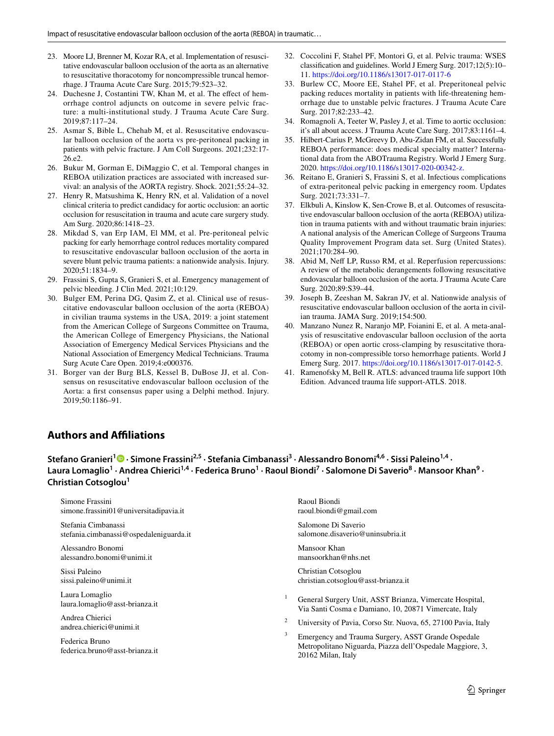23. Moore LJ, Brenner M, Kozar RA, et al. Implementation of resuscitative endovascular balloon occlusion of the aorta as an alternative to resuscitative thoracotomy for noncompressible truncal hemorrhage. J Trauma Acute Care Surg. 2015;79:523–32.
24. Duchesne J, Costantini TW, Khan M, et al. The effect of hemorrhage control adjuncts on outcome in severe pelvic fracture: a multi-institutional study. J Trauma Acute Care Surg. 2019;87:117–24.
25. Asmar S, Bible L, Chehab M, et al. Resuscitative endovascular balloon occlusion of the aorta vs pre-peritoneal packing in patients with pelvic fracture. J Am Coll Surgeons. 2021;232:17-26.e2.
26. Bukur M, Gorman E, DiMaggio C, et al. Temporal changes in REBOA utilization practices are associated with increased survival: an analysis of the AORTA registry. Shock. 2021;55:24–32.
27. Henry R, Matsushima K, Henry RN, et al. Validation of a novel clinical criteria to predict candidacy for aortic occlusion: an aortic occlusion for resuscitation in trauma and acute care surgery study. Am Surg. 2020;86:1418–23.
28. Mikdad S, van Erp IAM, El MM, et al. Pre-peritoneal pelvic packing for early hemorrhage control reduces mortality compared to resuscitative endovascular balloon occlusion of the aorta in severe blunt pelvic trauma patients: a nationwide analysis. Injury. 2020;51:1834–9.
29. Frassini S, Gupta S, Granieri S, et al. Emergency management of pelvic bleeding. J Clin Med. 2021;10:129.
30. Bulger EM, Perina DG, Qasim Z, et al. Clinical use of resuscitative endovascular balloon occlusion of the aorta (REBOA) in civilian trauma systems in the USA, 2019: a joint statement from the American College of Surgeons Committee on Trauma, the American College of Emergency Physicians, the National Association of Emergency Medical Services Physicians and the National Association of Emergency Medical Technicians. Trauma Surg Acute Care Open. 2019;4:e000376.
31. Borger van der Burg BLS, Kessel B, DuBose JJ, et al. Consensus on resuscitative endovascular balloon occlusion of the Aorta: a first consensus paper using a Delphi method. Injury. 2019;50:1186–91.
32. Coccolini F, Stahel PF, Montori G, et al. Pelvic trauma: WSES classification and guidelines. World J Emerg Surg. 2017;12(5):10–11. https://doi.org/10.1186/s13017-017-0117-6
33. Burlew CC, Moore EE, Stahel PF, et al. Preperitoneal pelvic packing reduces mortality in patients with life-threatening hemorrhage due to unstable pelvic fractures. J Trauma Acute Care Surg. 2017;82:233–42.
34. Romagnoli A, Teeter W, Pasley J, et al. Time to aortic occlusion: it's all about access. J Trauma Acute Care Surg. 2017;83:1161–4.
35. Hilbert-Carius P, McGreevy D, Abu-Zidan FM, et al. Successfully REBOA performance: does medical specialty matter? International data from the ABOTrauma Registry. World J Emerg Surg. 2020. https://doi.org/10.1186/s13017-020-00342-z.
36. Reitano E, Granieri S, Frassini S, et al. Infectious complications of extra-peritoneal pelvic packing in emergency room. Updates Surg. 2021;73:331–7.
37. Elkbuli A, Kinslow K, Sen-Crowe B, et al. Outcomes of resuscitative endovascular balloon occlusion of the aorta (REBOA) utilization in trauma patients with and without traumatic brain injuries: A national analysis of the American College of Surgeons Trauma Quality Improvement Program data set. Surg (United States). 2021;170:284–90.
38. Abid M, Neff LP, Russo RM, et al. Reperfusion repercussions: A review of the metabolic derangements following resuscitative endovascular balloon occlusion of the aorta. J Trauma Acute Care Surg. 2020;89:S39–44.
39. Joseph B, Zeeshan M, Sakran JV, et al. Nationwide analysis of resuscitative endovascular balloon occlusion of the aorta in civilian trauma. JAMA Surg. 2019;154:500.
40. Manzano Nunez R, Naranjo MP, Foianini E, et al. A meta-analysis of resuscitative endovascular balloon occlusion of the aorta (REBOA) or open aortic cross-clamping by resuscitative thoracotomy in non-compressible torso hemorrhage patients. World J Emerg Surg. 2017. https://doi.org/10.1186/s13017-017-0142-5.
41. Ramenofsky M, Bell R. ATLS: advanced trauma life support 10th Edition. Advanced trauma life support-ATLS. 2018.

## Authors and Affiliations

**Stefano Granieri[1] · Simone Frassini[2,5] · Stefania Cimbanassi[3] · Alessandro Bonomi[4,6] · Sissi Paleino[1,4] · Laura Lomaglio[1] · Andrea Chierici[1,4] · Federica Bruno[1] · Raoul Biondi[7] · Salomone Di Saverio[8] · Mansoor Khan[9] · Christian Cotsoglou[1]**

Simone Frassini
simone.frassini01@universitadipavia.it

Stefania Cimbanassi
stefania.cimbanassi@ospedaleniguarda.it

Alessandro Bonomi
alessandro.bonomi@unimi.it

Sissi Paleino
sissi.paleino@unimi.it

Laura Lomaglio
laura.lomaglio@asst-brianza.it

Andrea Chierici
andrea.chierici@unimi.it

Federica Bruno
federica.bruno@asst-brianza.it

Raoul Biondi
raoul.biondi@gmail.com

Salomone Di Saverio
salomone.disaverio@uninsubria.it

Mansoor Khan
mansoorkhan@nhs.net

Christian Cotsoglou
christian.cotsoglou@asst-brianza.it

1. General Surgery Unit, ASST Brianza, Vimercate Hospital, Via Santi Cosma e Damiano, 10, 20871 Vimercate, Italy
2. University of Pavia, Corso Str. Nuova, 65, 27100 Pavia, Italy
3. Emergency and Trauma Surgery, ASST Grande Ospedale Metropolitano Niguarda, Piazza dell'Ospedale Maggiore, 3, 20162 Milan, Italy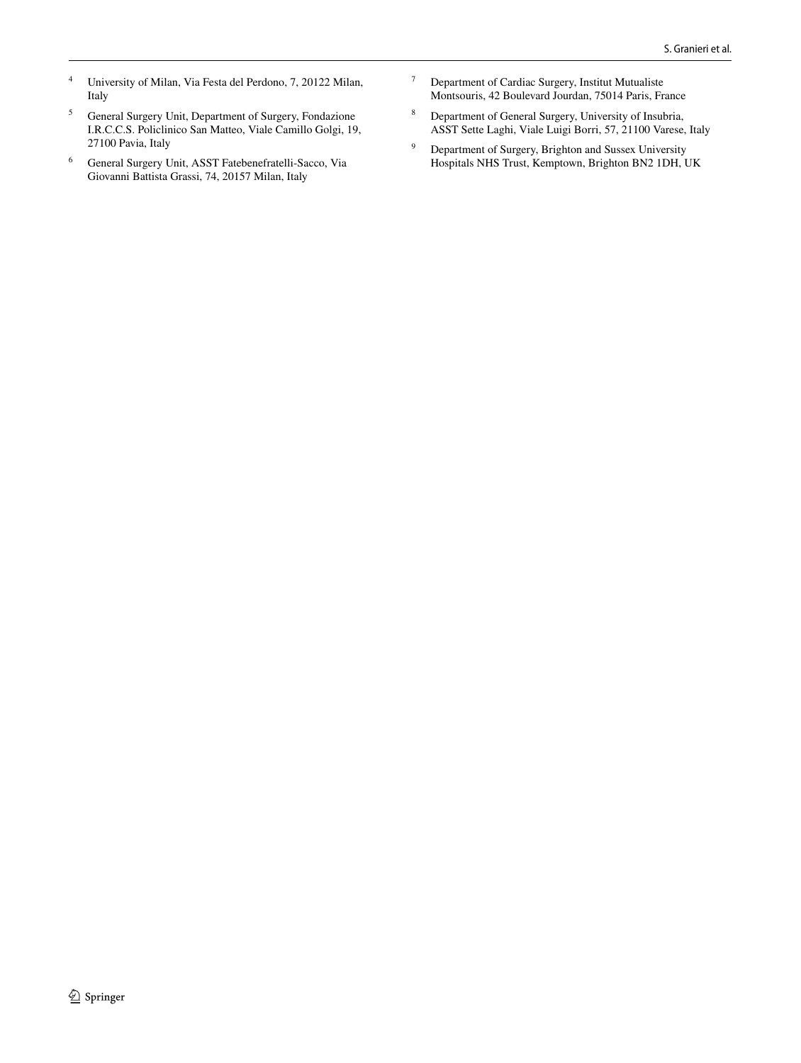[4] University of Milan, Via Festa del Perdono, 7, 20122 Milan, Italy

[5] General Surgery Unit, Department of Surgery, Fondazione I.R.C.C.S. Policlinico San Matteo, Viale Camillo Golgi, 19, 27100 Pavia, Italy

[6] General Surgery Unit, ASST Fatebenefratelli-Sacco, Via Giovanni Battista Grassi, 74, 20157 Milan, Italy

[7] Department of Cardiac Surgery, Institut Mutualiste Montsouris, 42 Boulevard Jourdan, 75014 Paris, France

[8] Department of General Surgery, University of Insubria, ASST Sette Laghi, Viale Luigi Borri, 57, 21100 Varese, Italy

[9] Department of Surgery, Brighton and Sussex University Hospitals NHS Trust, Kemptown, Brighton BN2 1DH, UK